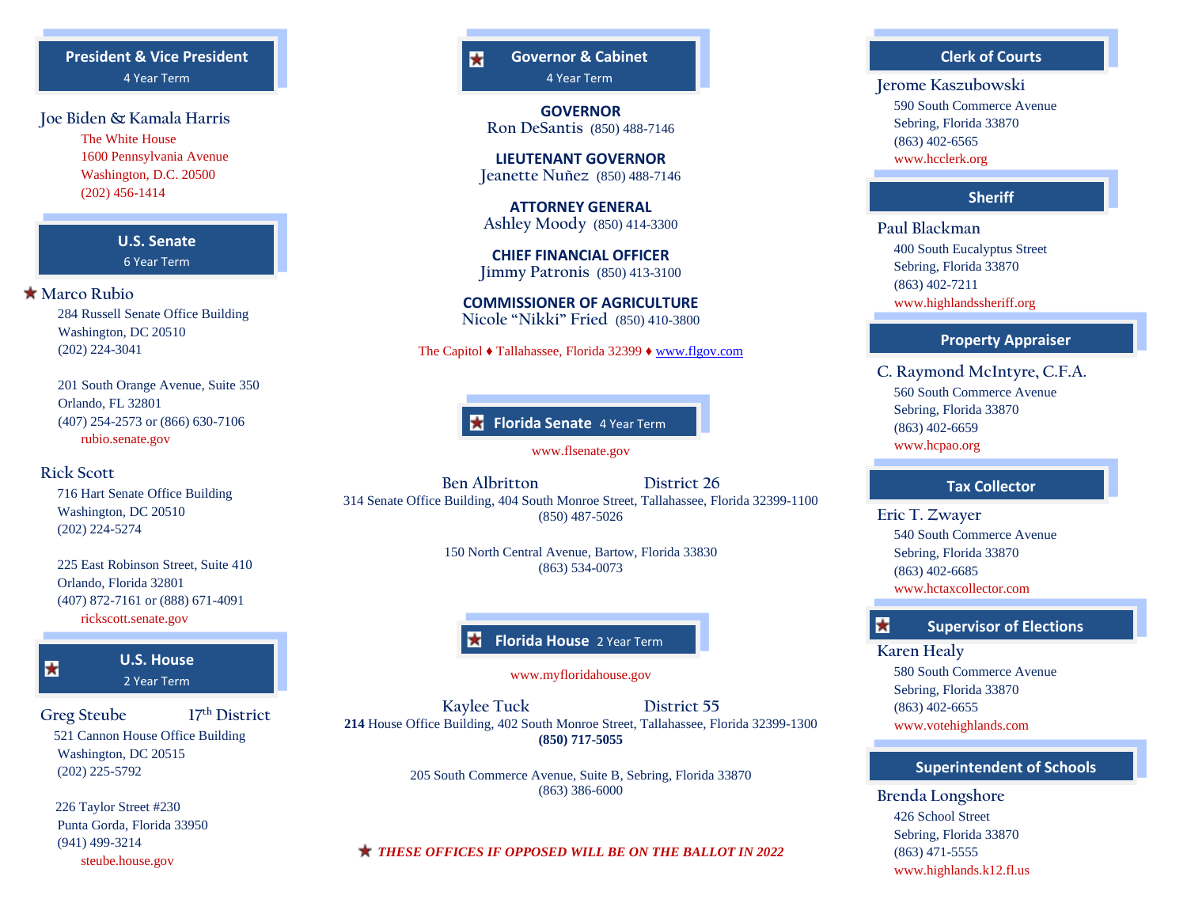## President & Vice President

4 Year Term

Joe Biden & Kamala Harris

The White House
1600 Pennsylvania Avenue
Washington, D.C. 20500
(202) 456-1414

## U.S. Senate

6 Year Term

★ Marco Rubio

284 Russell Senate Office Building
Washington, DC 20510
(202) 224-3041

201 South Orange Avenue, Suite 350
Orlando, FL 32801
(407) 254-2573 or (866) 630-7106
rubio.senate.gov

Rick Scott

716 Hart Senate Office Building
Washington, DC 20510
(202) 224-5274

225 East Robinson Street, Suite 410
Orlando, Florida 32801
(407) 872-7161 or (888) 671-4091
rickscott.senate.gov

## ★ U.S. House

2 Year Term

Greg Steube — 17th District

521 Cannon House Office Building
Washington, DC 20515
(202) 225-5792

226 Taylor Street #230
Punta Gorda, Florida 33950
(941) 499-3214
steube.house.gov

## ★ Governor & Cabinet

4 Year Term

**GOVERNOR**
Ron DeSantis (850) 488-7146

**LIEUTENANT GOVERNOR**
Jeanette Nuñez (850) 488-7146

**ATTORNEY GENERAL**
Ashley Moody (850) 414-3300

**CHIEF FINANCIAL OFFICER**
Jimmy Patronis (850) 413-3100

**COMMISSIONER OF AGRICULTURE**
Nicole “Nikki” Fried (850) 410-3800

The Capitol ♦ Tallahassee, Florida 32399 ♦ www.flgov.com

## ★ Florida Senate 4 Year Term

www.flsenate.gov

Ben Albritton — District 26

314 Senate Office Building, 404 South Monroe Street, Tallahassee, Florida 32399-1100
(850) 487-5026

150 North Central Avenue, Bartow, Florida 33830
(863) 534-0073

## ★ Florida House 2 Year Term

www.myfloridahouse.gov

Kaylee Tuck — District 55

**214** House Office Building, 402 South Monroe Street, Tallahassee, Florida 32399-1300
**(850) 717-5055**

205 South Commerce Avenue, Suite B, Sebring, Florida 33870
(863) 386-6000

***★ THESE OFFICES IF OPPOSED WILL BE ON THE BALLOT IN 2022***

## Clerk of Courts

Jerome Kaszubowski

590 South Commerce Avenue
Sebring, Florida 33870
(863) 402-6565
www.hcclerk.org

## Sheriff

Paul Blackman

400 South Eucalyptus Street
Sebring, Florida 33870
(863) 402-7211
www.highlandssheriff.org

## Property Appraiser

C. Raymond McIntyre, C.F.A.

560 South Commerce Avenue
Sebring, Florida 33870
(863) 402-6659
www.hcpao.org

## Tax Collector

Eric T. Zwayer

540 South Commerce Avenue
Sebring, Florida 33870
(863) 402-6685
www.hctaxcollector.com

## ★ Supervisor of Elections

Karen Healy

580 South Commerce Avenue
Sebring, Florida 33870
(863) 402-6655
www.votehighlands.com

## Superintendent of Schools

Brenda Longshore

426 School Street
Sebring, Florida 33870
(863) 471-5555
www.highlands.k12.fl.us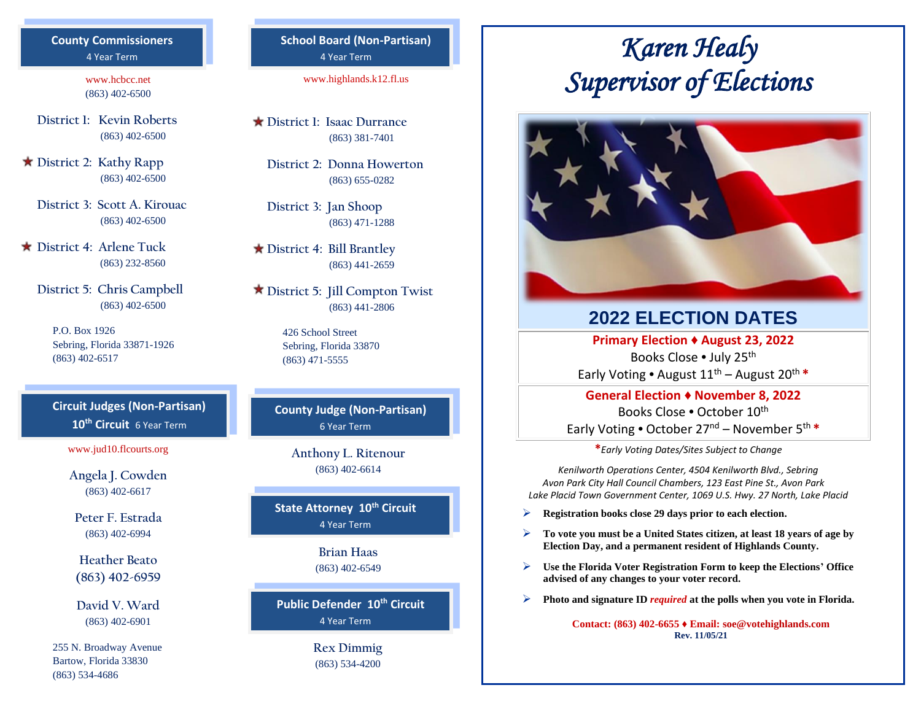## County Commissioners

4 Year Term

www.hcbcc.net
(863) 402-6500

District 1: Kevin Roberts
(863) 402-6500

★ District 2: Kathy Rapp
(863) 402-6500

District 3: Scott A. Kirouac
(863) 402-6500

★ District 4: Arlene Tuck
(863) 232-8560

District 5: Chris Campbell
(863) 402-6500

P.O. Box 1926
Sebring, Florida 33871-1926
(863) 402-6517

## Circuit Judges (Non-Partisan)

10th Circuit 6 Year Term

www.jud10.flcourts.org

Angela J. Cowden
(863) 402-6617

Peter F. Estrada
(863) 402-6994

Heather Beato
(863) 402-6959

David V. Ward
(863) 402-6901

255 N. Broadway Avenue
Bartow, Florida 33830
(863) 534-4686

## School Board (Non-Partisan)

4 Year Term

www.highlands.k12.fl.us

★ District 1: Isaac Durrance
(863) 381-7401

District 2: Donna Howerton
(863) 655-0282

District 3: Jan Shoop
(863) 471-1288

★ District 4: Bill Brantley
(863) 441-2659

★ District 5: Jill Compton Twist
(863) 441-2806

426 School Street
Sebring, Florida 33870
(863) 471-5555

## County Judge (Non-Partisan)

6 Year Term

Anthony L. Ritenour
(863) 402-6614

## State Attorney 10th Circuit

4 Year Term

Brian Haas
(863) 402-6549

## Public Defender 10th Circuit

4 Year Term

Rex Dimmig
(863) 534-4200

# *Karen Healy*
# *Supervisor of Elections*

## 2022 ELECTION DATES

**Primary Election ♦ August 23, 2022**
Books Close • July 25th
Early Voting • August 11th – August 20th *

**General Election ♦ November 8, 2022**
Books Close • October 10th
Early Voting • October 27nd – November 5th *

**\***_Early Voting Dates/Sites Subject to Change_

*Kenilworth Operations Center, 4504 Kenilworth Blvd., Sebring*
*Avon Park City Hall Council Chambers, 123 East Pine St., Avon Park*
*Lake Placid Town Government Center, 1069 U.S. Hwy. 27 North, Lake Placid*

- **Registration books close 29 days prior to each election.**
- **To vote you must be a United States citizen, at least 18 years of age by Election Day, and a permanent resident of Highlands County.**
- **Use the Florida Voter Registration Form to keep the Elections' Office advised of any changes to your voter record.**
- **Photo and signature ID *required* at the polls when you vote in Florida.**

**Contact: (863) 402-6655 ♦ Email: soe@votehighlands.com**
**Rev. 11/05/21**